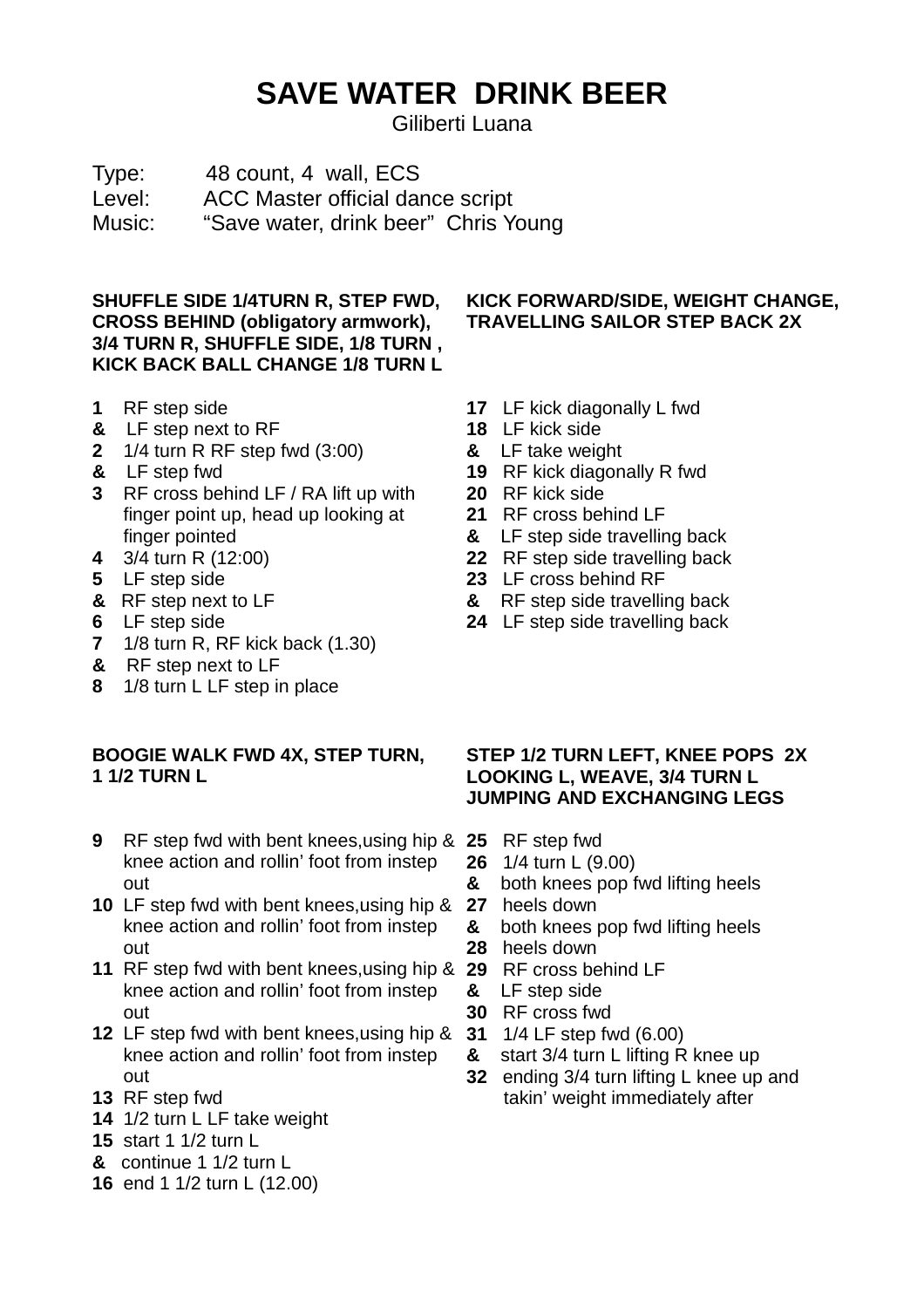# SAVE WATER DRINK BEER

Giliberti Luana

Type: 48 count, 4 wall, ECS
Level: ACC Master official dance script
Music: "Save water, drink beer" Chris Young

### SHUFFLE SIDE 1/4TURN R, STEP FWD, CROSS BEHIND (obligatory armwork), 3/4 TURN R, SHUFFLE SIDE, 1/8 TURN , KICK BACK BALL CHANGE 1/8 TURN L

**1** RF step side
**&** LF step next to RF
**2** 1/4 turn R RF step fwd (3:00)
**&** LF step fwd
**3** RF cross behind LF / RA lift up with finger point up, head up looking at finger pointed
**4** 3/4 turn R (12:00)
**5** LF step side
**&** RF step next to LF
**6** LF step side
**7** 1/8 turn R, RF kick back (1.30)
**&** RF step next to LF
**8** 1/8 turn L LF step in place

### KICK FORWARD/SIDE, WEIGHT CHANGE, TRAVELLING SAILOR STEP BACK 2X

**17** LF kick diagonally L fwd
**18** LF kick side
**&** LF take weight
**19** RF kick diagonally R fwd
**20** RF kick side
**21** RF cross behind LF
**&** LF step side travelling back
**22** RF step side travelling back
**23** LF cross behind RF
**&** RF step side travelling back
**24** LF step side travelling back

### BOOGIE WALK FWD 4X, STEP TURN, 1 1/2 TURN L

**9** RF step fwd with bent knees,using hip & knee action and rollin' foot from instep out
**10** LF step fwd with bent knees,using hip & knee action and rollin' foot from instep out
**11** RF step fwd with bent knees,using hip & knee action and rollin' foot from instep out
**12** LF step fwd with bent knees,using hip & knee action and rollin' foot from instep out
**13** RF step fwd
**14** 1/2 turn L LF take weight
**15** start 1 1/2 turn L
**&** continue 1 1/2 turn L
**16** end 1 1/2 turn L (12.00)

### STEP 1/2 TURN LEFT, KNEE POPS 2X LOOKING L, WEAVE, 3/4 TURN L JUMPING AND EXCHANGING LEGS

**25** RF step fwd
**26** 1/4 turn L (9.00)
**&** both knees pop fwd lifting heels
**27** heels down
**&** both knees pop fwd lifting heels
**28** heels down
**29** RF cross behind LF
**&** LF step side
**30** RF cross fwd
**31** 1/4 LF step fwd (6.00)
**&** start 3/4 turn L lifting R knee up
**32** ending 3/4 turn lifting L knee up and takin' weight immediately after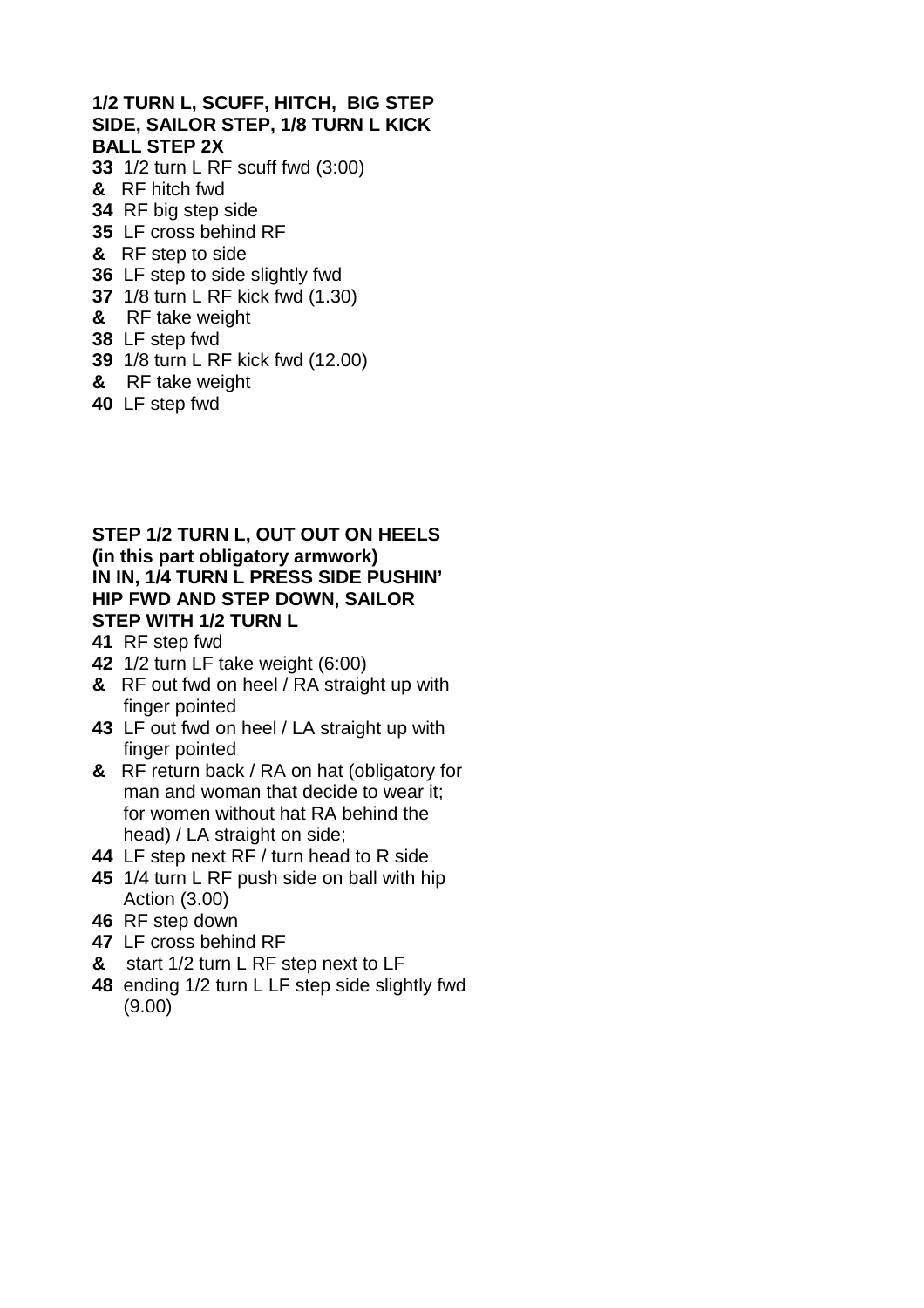**1/2 TURN L, SCUFF, HITCH, BIG STEP SIDE, SAILOR STEP, 1/8 TURN L KICK BALL STEP 2X**

**33** 1/2 turn L RF scuff fwd (3:00)
**&** RF hitch fwd
**34** RF big step side
**35** LF cross behind RF
**&** RF step to side
**36** LF step to side slightly fwd
**37** 1/8 turn L RF kick fwd (1.30)
**&** RF take weight
**38** LF step fwd
**39** 1/8 turn L RF kick fwd (12.00)
**&** RF take weight
**40** LF step fwd

**STEP 1/2 TURN L, OUT OUT ON HEELS (in this part obligatory armwork) IN IN, 1/4 TURN L PRESS SIDE PUSHIN' HIP FWD AND STEP DOWN, SAILOR STEP WITH 1/2 TURN L**

**41** RF step fwd
**42** 1/2 turn LF take weight (6:00)
**&** RF out fwd on heel / RA straight up with finger pointed
**43** LF out fwd on heel / LA straight up with finger pointed
**&** RF return back / RA on hat (obligatory for man and woman that decide to wear it; for women without hat RA behind the head) / LA straight on side;
**44** LF step next RF / turn head to R side
**45** 1/4 turn L RF push side on ball with hip Action (3.00)
**46** RF step down
**47** LF cross behind RF
**&** start 1/2 turn L RF step next to LF
**48** ending 1/2 turn L LF step side slightly fwd (9.00)